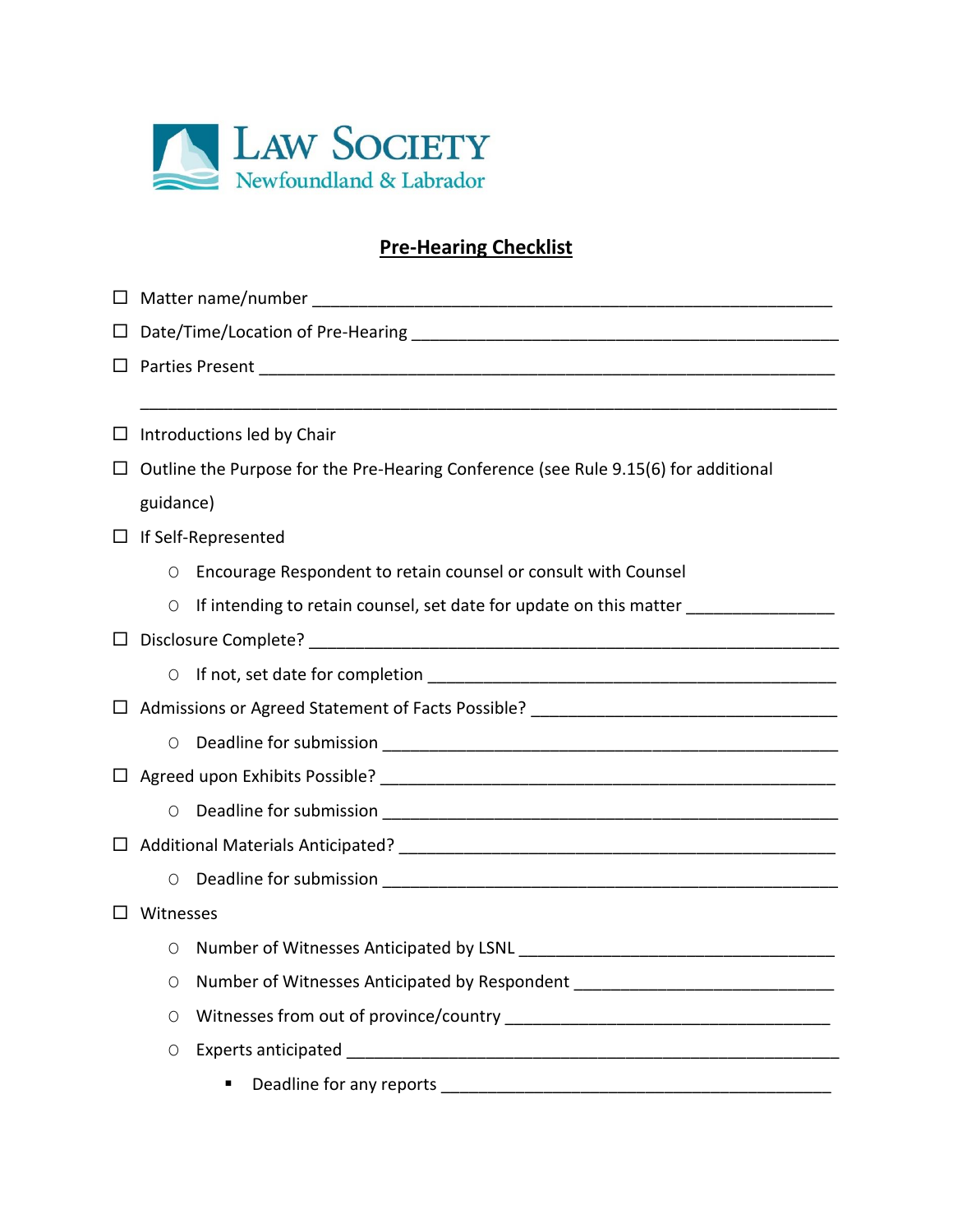LAW SOCIETY
Newfoundland & Labrador

# Pre-Hearing Checklist

- ☐ Matter name/number ______________________________________________________
- ☐ Date/Time/Location of Pre-Hearing ___________________________________________
- ☐ Parties Present _________________________________________________________

  _______________________________________________________________________
- ☐ Introductions led by Chair
- ☐ Outline the Purpose for the Pre-Hearing Conference (see Rule 9.15(6) for additional guidance)
- ☐ If Self-Represented
  - Encourage Respondent to retain counsel or consult with Counsel
  - If intending to retain counsel, set date for update on this matter _______________
- ☐ Disclosure Complete? ______________________________________________________
  - If not, set date for completion ___________________________________________
- ☐ Admissions or Agreed Statement of Facts Possible? ________________________________
  - Deadline for submission _________________________________________________
- ☐ Agreed upon Exhibits Possible? _____________________________________________
  - Deadline for submission _________________________________________________
- ☐ Additional Materials Anticipated? ___________________________________________
  - Deadline for submission _________________________________________________
- ☐ Witnesses
  - Number of Witnesses Anticipated by LSNL __________________________________
  - Number of Witnesses Anticipated by Respondent ____________________________
  - Witnesses from out of province/country ___________________________________
  - Experts anticipated _____________________________________________________
    - Deadline for any reports ________________________________________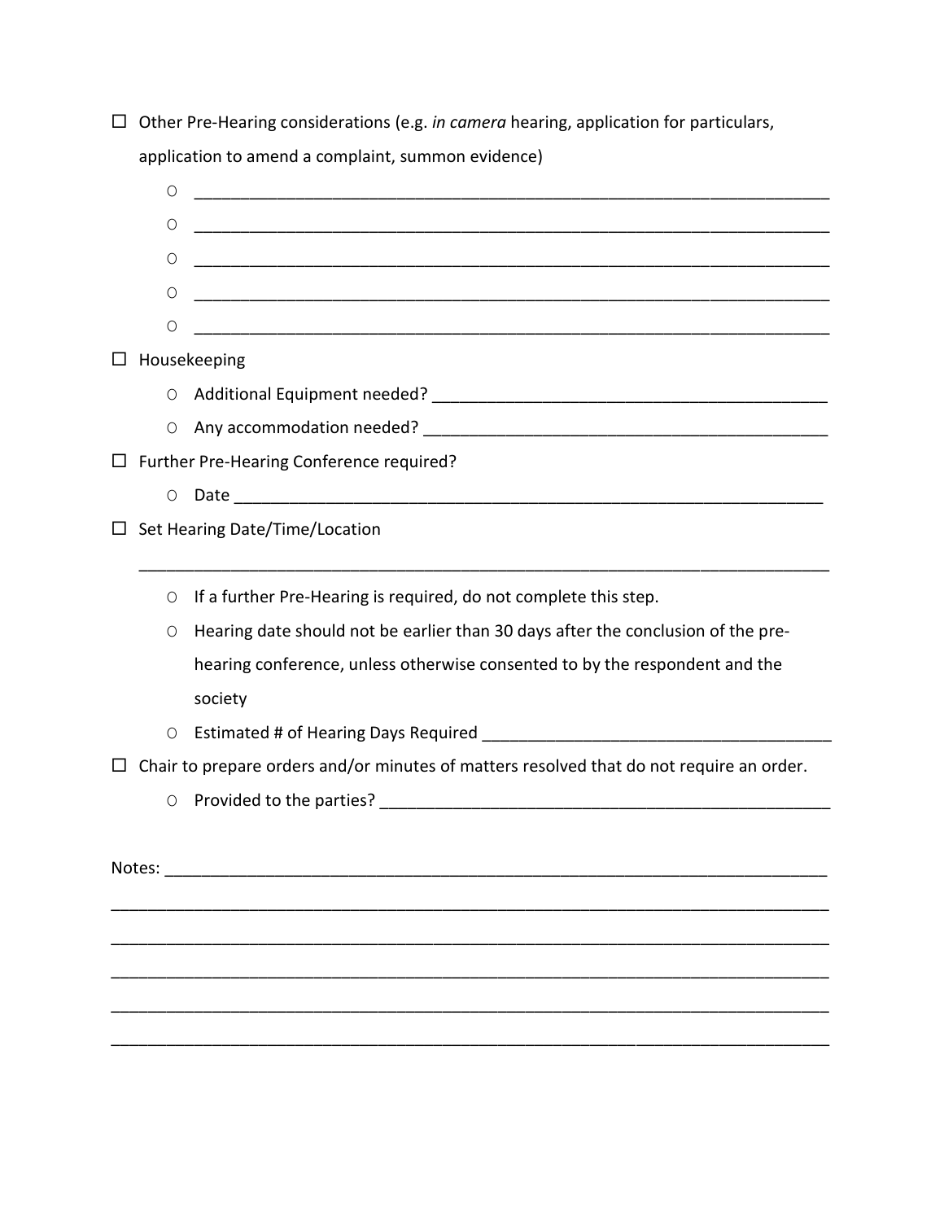- ☐ Other Pre-Hearing considerations (e.g. *in camera* hearing, application for particulars, application to amend a complaint, summon evidence)
  - ___________________________________________________________________________
  - ___________________________________________________________________________
  - ___________________________________________________________________________
  - ___________________________________________________________________________
  - ___________________________________________________________________________
- ☐ Housekeeping
  - Additional Equipment needed? ______________________________________________
  - Any accommodation needed? ________________________________________________
- ☐ Further Pre-Hearing Conference required?
  - Date ______________________________________________________________________
- ☐ Set Hearing Date/Time/Location

  ___________________________________________________________________________

  - If a further Pre-Hearing is required, do not complete this step.
  - Hearing date should not be earlier than 30 days after the conclusion of the pre-hearing conference, unless otherwise consented to by the respondent and the society
  - Estimated # of Hearing Days Required ________________________________________
- ☐ Chair to prepare orders and/or minutes of matters resolved that do not require an order.
  - Provided to the parties? ___________________________________________________

Notes: ______________________________________________________________________________

_____________________________________________________________________________________

_____________________________________________________________________________________

_____________________________________________________________________________________

_____________________________________________________________________________________

_____________________________________________________________________________________